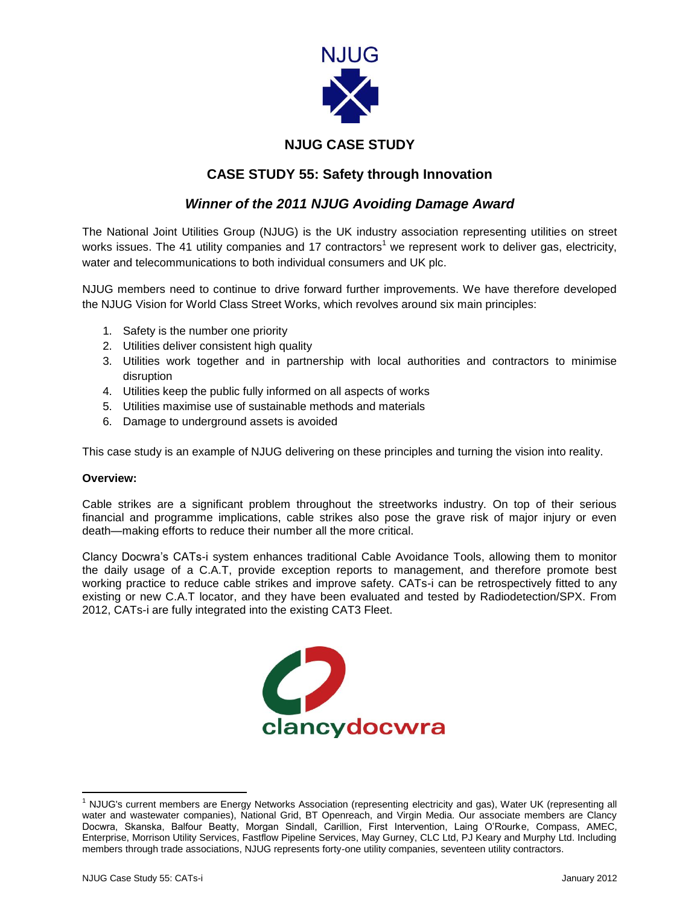NJUG

# NJUG CASE STUDY

## CASE STUDY 55: Safety through Innovation

### *Winner of the 2011 NJUG Avoiding Damage Award*

The National Joint Utilities Group (NJUG) is the UK industry association representing utilities on street works issues. The 41 utility companies and 17 contractors[1] we represent work to deliver gas, electricity, water and telecommunications to both individual consumers and UK plc.

NJUG members need to continue to drive forward further improvements. We have therefore developed the NJUG Vision for World Class Street Works, which revolves around six main principles:

1. Safety is the number one priority
2. Utilities deliver consistent high quality
3. Utilities work together and in partnership with local authorities and contractors to minimise disruption
4. Utilities keep the public fully informed on all aspects of works
5. Utilities maximise use of sustainable methods and materials
6. Damage to underground assets is avoided

This case study is an example of NJUG delivering on these principles and turning the vision into reality.

**Overview:**

Cable strikes are a significant problem throughout the streetworks industry. On top of their serious financial and programme implications, cable strikes also pose the grave risk of major injury or even death—making efforts to reduce their number all the more critical.

Clancy Docwra's CATs-i system enhances traditional Cable Avoidance Tools, allowing them to monitor the daily usage of a C.A.T, provide exception reports to management, and therefore promote best working practice to reduce cable strikes and improve safety. CATs-i can be retrospectively fitted to any existing or new C.A.T locator, and they have been evaluated and tested by Radiodetection/SPX. From 2012, CATs-i are fully integrated into the existing CAT3 Fleet.

clancydocwra

[1] NJUG's current members are Energy Networks Association (representing electricity and gas), Water UK (representing all water and wastewater companies), National Grid, BT Openreach, and Virgin Media. Our associate members are Clancy Docwra, Skanska, Balfour Beatty, Morgan Sindall, Carillion, First Intervention, Laing O'Rourke, Compass, AMEC, Enterprise, Morrison Utility Services, Fastflow Pipeline Services, May Gurney, CLC Ltd, PJ Keary and Murphy Ltd. Including members through trade associations, NJUG represents forty-one utility companies, seventeen utility contractors.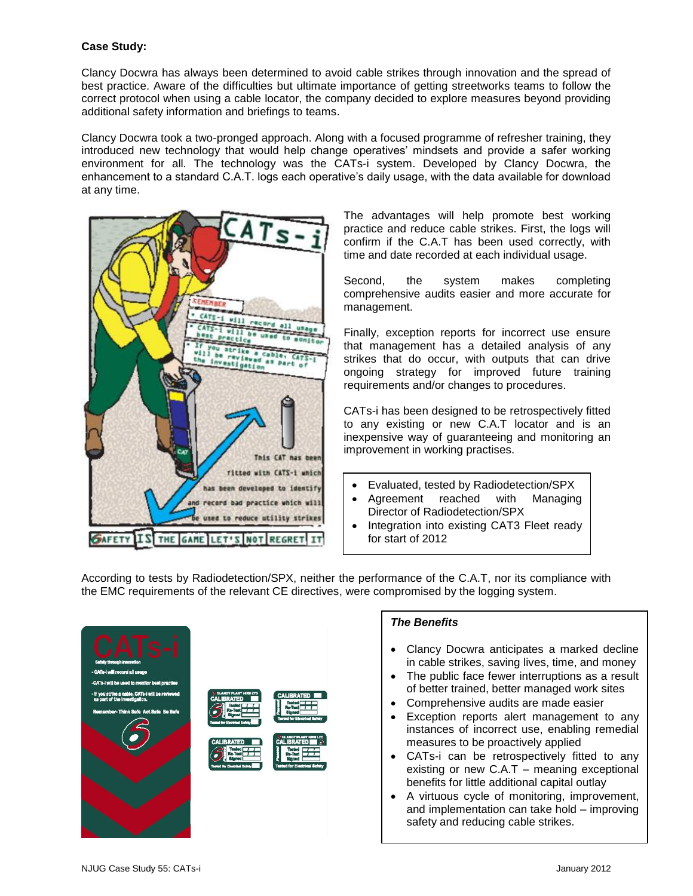**Case Study:**

Clancy Docwra has always been determined to avoid cable strikes through innovation and the spread of best practice. Aware of the difficulties but ultimate importance of getting streetworks teams to follow the correct protocol when using a cable locator, the company decided to explore measures beyond providing additional safety information and briefings to teams.

Clancy Docwra took a two-pronged approach. Along with a focused programme of refresher training, they introduced new technology that would help change operatives' mindsets and provide a safer working environment for all. The technology was the CATs-i system. Developed by Clancy Docwra, the enhancement to a standard C.A.T. logs each operative's daily usage, with the data available for download at any time.

The advantages will help promote best working practice and reduce cable strikes. First, the logs will confirm if the C.A.T has been used correctly, with time and date recorded at each individual usage.

Second, the system makes completing comprehensive audits easier and more accurate for management.

Finally, exception reports for incorrect use ensure that management has a detailed analysis of any strikes that do occur, with outputs that can drive ongoing strategy for improved future training requirements and/or changes to procedures.

CATs-i has been designed to be retrospectively fitted to any existing or new C.A.T locator and is an inexpensive way of guaranteeing and monitoring an improvement in working practises.

- Evaluated, tested by Radiodetection/SPX
- Agreement reached with Managing Director of Radiodetection/SPX
- Integration into existing CAT3 Fleet ready for start of 2012

According to tests by Radiodetection/SPX, neither the performance of the C.A.T, nor its compliance with the EMC requirements of the relevant CE directives, were compromised by the logging system.

***The Benefits***

- Clancy Docwra anticipates a marked decline in cable strikes, saving lives, time, and money
- The public face fewer interruptions as a result of better trained, better managed work sites
- Comprehensive audits are made easier
- Exception reports alert management to any instances of incorrect use, enabling remedial measures to be proactively applied
- CATs-i can be retrospectively fitted to any existing or new C.A.T – meaning exceptional benefits for little additional capital outlay
- A virtuous cycle of monitoring, improvement, and implementation can take hold – improving safety and reducing cable strikes.